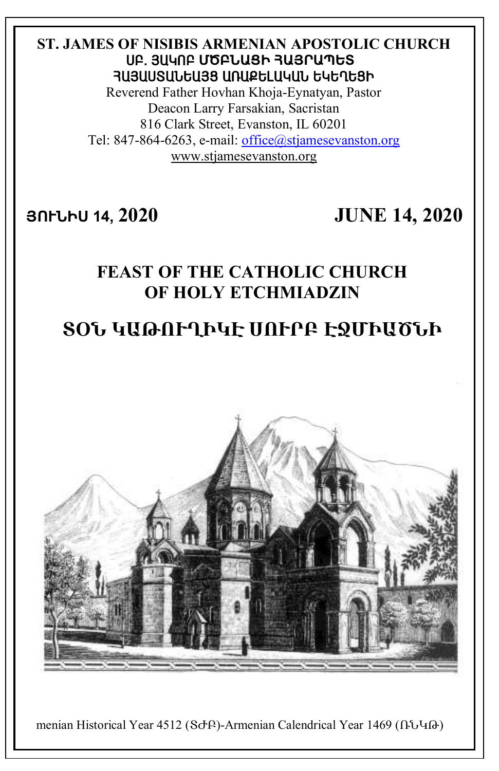**ST. JAMES OF NISIBIS ARMENIAN APOSTOLIC CHURCH**
**ՍԲ. ՅԱԿՈԲ ՄԾԲՆԱՑԻ ՀԱՅՐԱՊԵՏ**
**ՀԱՅԱՍՏԱՆԵԱՅՑ ԱՌԱՔԵԼԱԿԱՆ ԵԿԵՂԵՑԻ**

Reverend Father Hovhan Khoja-Eynatyan, Pastor
Deacon Larry Farsakian, Sacristan
816 Clark Street, Evanston, IL 60201
Tel: 847-864-6263, e-mail: office@stjamesevanston.org
www.stjamesevanston.org

**ՅՈՒՆԻՍ 14, 2020** **JUNE 14, 2020**

# FEAST OF THE CATHOLIC CHURCH OF HOLY ETCHMIADZIN

# ՏՕՆ ԿԱԹՈՒՂԻԿԷ ՍՈՒՐԲ ԷՋՄԻԱԾՆԻ

menian Historical Year 4512 (ՏԺԲ)-Armenian Calendrical Year 1469 (ՌՆԿԹ)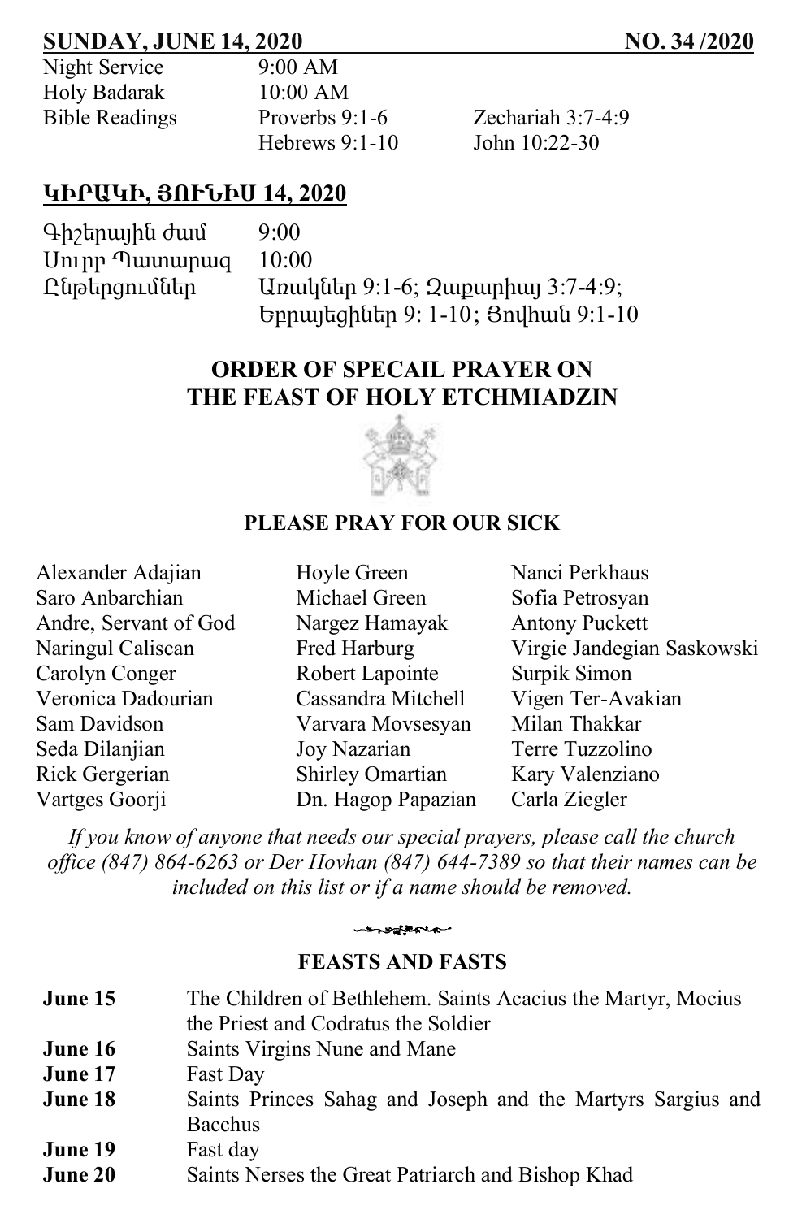## SUNDAY, JUNE 14, 2020 NO. 34 /2020

| | | |
|---|---|---|
| Night Service | 9:00 AM | |
| Holy Badarak | 10:00 AM | |
| Bible Readings | Proverbs 9:1-6 | Zechariah 3:7-4:9 |
| | Hebrews 9:1-10 | John 10:22-30 |

## ԿԻՐԱԿԻ, ՅՈՒՆԻՍ 14, 2020

| | |
|---|---|
| Գիշերային ժամ | 9:00 |
| Սուրբ Պատարագ | 10:00 |
| Ընթերցումներ | Առակներ 9:1-6; Զաքարիայ 3:7-4:9; Եբրայեցիներ 9: 1-10; Յովհան 9:1-10 |

## ORDER OF SPECAIL PRAYER ON THE FEAST OF HOLY ETCHMIADZIN

## PLEASE PRAY FOR OUR SICK

Alexander Adajian
Saro Anbarchian
Andre, Servant of God
Naringul Caliscan
Carolyn Conger
Veronica Dadourian
Sam Davidson
Seda Dilanjian
Rick Gergerian
Vartges Goorji
Hoyle Green
Michael Green
Nargez Hamayak
Fred Harburg
Robert Lapointe
Cassandra Mitchell
Varvara Movsesyan
Joy Nazarian
Shirley Omartian
Dn. Hagop Papazian
Nanci Perkhaus
Sofia Petrosyan
Antony Puckett
Virgie Jandegian Saskowski
Surpik Simon
Vigen Ter-Avakian
Milan Thakkar
Terre Tuzzolino
Kary Valenziano
Carla Ziegler

*If you know of anyone that needs our special prayers, please call the church office (847) 864-6263 or Der Hovhan (847) 644-7389 so that their names can be included on this list or if a name should be removed.*

## FEASTS AND FASTS

| | |
|---|---|
| **June 15** | The Children of Bethlehem. Saints Acacius the Martyr, Mocius the Priest and Codratus the Soldier |
| **June 16** | Saints Virgins Nune and Mane |
| **June 17** | Fast Day |
| **June 18** | Saints Princes Sahag and Joseph and the Martyrs Sargius and Bacchus |
| **June 19** | Fast day |
| **June 20** | Saints Nerses the Great Patriarch and Bishop Khad |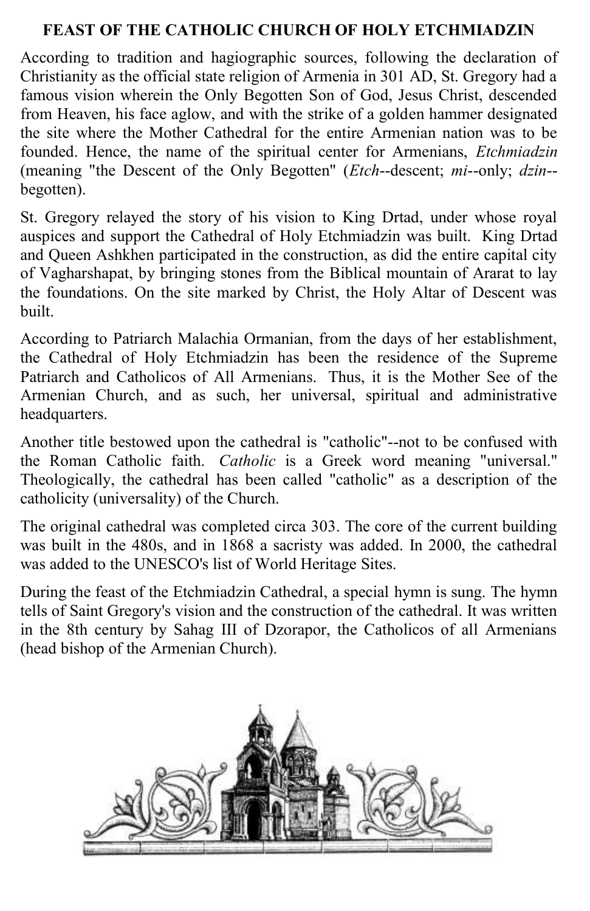# FEAST OF THE CATHOLIC CHURCH OF HOLY ETCHMIADZIN

According to tradition and hagiographic sources, following the declaration of Christianity as the official state religion of Armenia in 301 AD, St. Gregory had a famous vision wherein the Only Begotten Son of God, Jesus Christ, descended from Heaven, his face aglow, and with the strike of a golden hammer designated the site where the Mother Cathedral for the entire Armenian nation was to be founded. Hence, the name of the spiritual center for Armenians, *Etchmiadzin* (meaning "the Descent of the Only Begotten" (*Etch*--descent; *mi*--only; *dzin*--begotten).

St. Gregory relayed the story of his vision to King Drtad, under whose royal auspices and support the Cathedral of Holy Etchmiadzin was built. King Drtad and Queen Ashkhen participated in the construction, as did the entire capital city of Vagharshapat, by bringing stones from the Biblical mountain of Ararat to lay the foundations. On the site marked by Christ, the Holy Altar of Descent was built.

According to Patriarch Malachia Ormanian, from the days of her establishment, the Cathedral of Holy Etchmiadzin has been the residence of the Supreme Patriarch and Catholicos of All Armenians. Thus, it is the Mother See of the Armenian Church, and as such, her universal, spiritual and administrative headquarters.

Another title bestowed upon the cathedral is "catholic"--not to be confused with the Roman Catholic faith. *Catholic* is a Greek word meaning "universal." Theologically, the cathedral has been called "catholic" as a description of the catholicity (universality) of the Church.

The original cathedral was completed circa 303. The core of the current building was built in the 480s, and in 1868 a sacristy was added. In 2000, the cathedral was added to the UNESCO's list of World Heritage Sites.

During the feast of the Etchmiadzin Cathedral, a special hymn is sung. The hymn tells of Saint Gregory's vision and the construction of the cathedral. It was written in the 8th century by Sahag III of Dzorapor, the Catholicos of all Armenians (head bishop of the Armenian Church).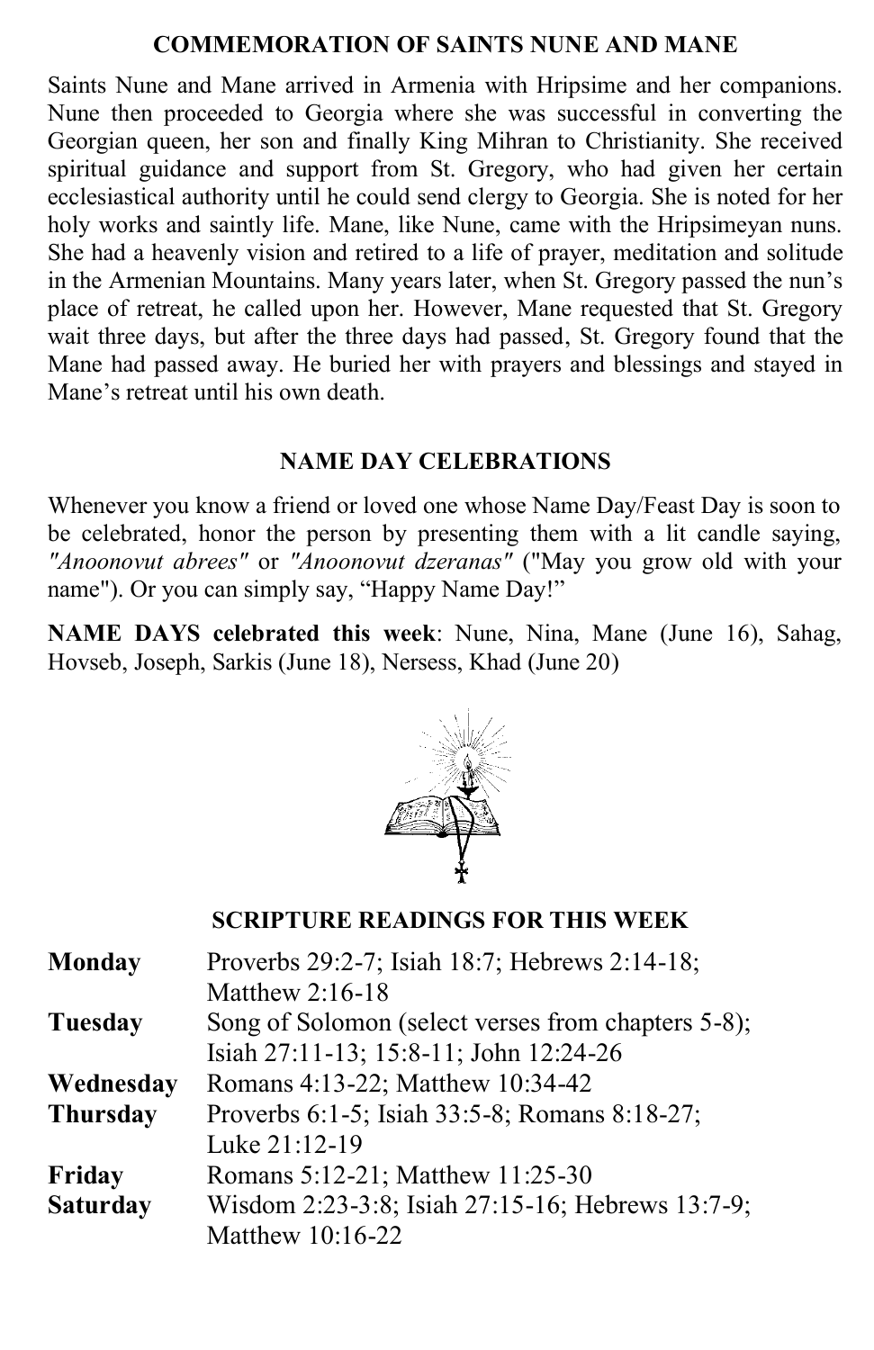## COMMEMORATION OF SAINTS NUNE AND MANE

Saints Nune and Mane arrived in Armenia with Hripsime and her companions. Nune then proceeded to Georgia where she was successful in converting the Georgian queen, her son and finally King Mihran to Christianity. She received spiritual guidance and support from St. Gregory, who had given her certain ecclesiastical authority until he could send clergy to Georgia. She is noted for her holy works and saintly life. Mane, like Nune, came with the Hripsimeyan nuns. She had a heavenly vision and retired to a life of prayer, meditation and solitude in the Armenian Mountains. Many years later, when St. Gregory passed the nun's place of retreat, he called upon her. However, Mane requested that St. Gregory wait three days, but after the three days had passed, St. Gregory found that the Mane had passed away. He buried her with prayers and blessings and stayed in Mane's retreat until his own death.

## NAME DAY CELEBRATIONS

Whenever you know a friend or loved one whose Name Day/Feast Day is soon to be celebrated, honor the person by presenting them with a lit candle saying, *"Anoonovut abrees"* or *"Anoonovut dzeranas"* ("May you grow old with your name"). Or you can simply say, "Happy Name Day!"

**NAME DAYS celebrated this week**: Nune, Nina, Mane (June 16), Sahag, Hovseb, Joseph, Sarkis (June 18), Nersess, Khad (June 20)

## SCRIPTURE READINGS FOR THIS WEEK

| | |
|---|---|
| **Monday** | Proverbs 29:2-7; Isiah 18:7; Hebrews 2:14-18; Matthew 2:16-18 |
| **Tuesday** | Song of Solomon (select verses from chapters 5-8); Isiah 27:11-13; 15:8-11; John 12:24-26 |
| **Wednesday** | Romans 4:13-22; Matthew 10:34-42 |
| **Thursday** | Proverbs 6:1-5; Isiah 33:5-8; Romans 8:18-27; Luke 21:12-19 |
| **Friday** | Romans 5:12-21; Matthew 11:25-30 |
| **Saturday** | Wisdom 2:23-3:8; Isiah 27:15-16; Hebrews 13:7-9; Matthew 10:16-22 |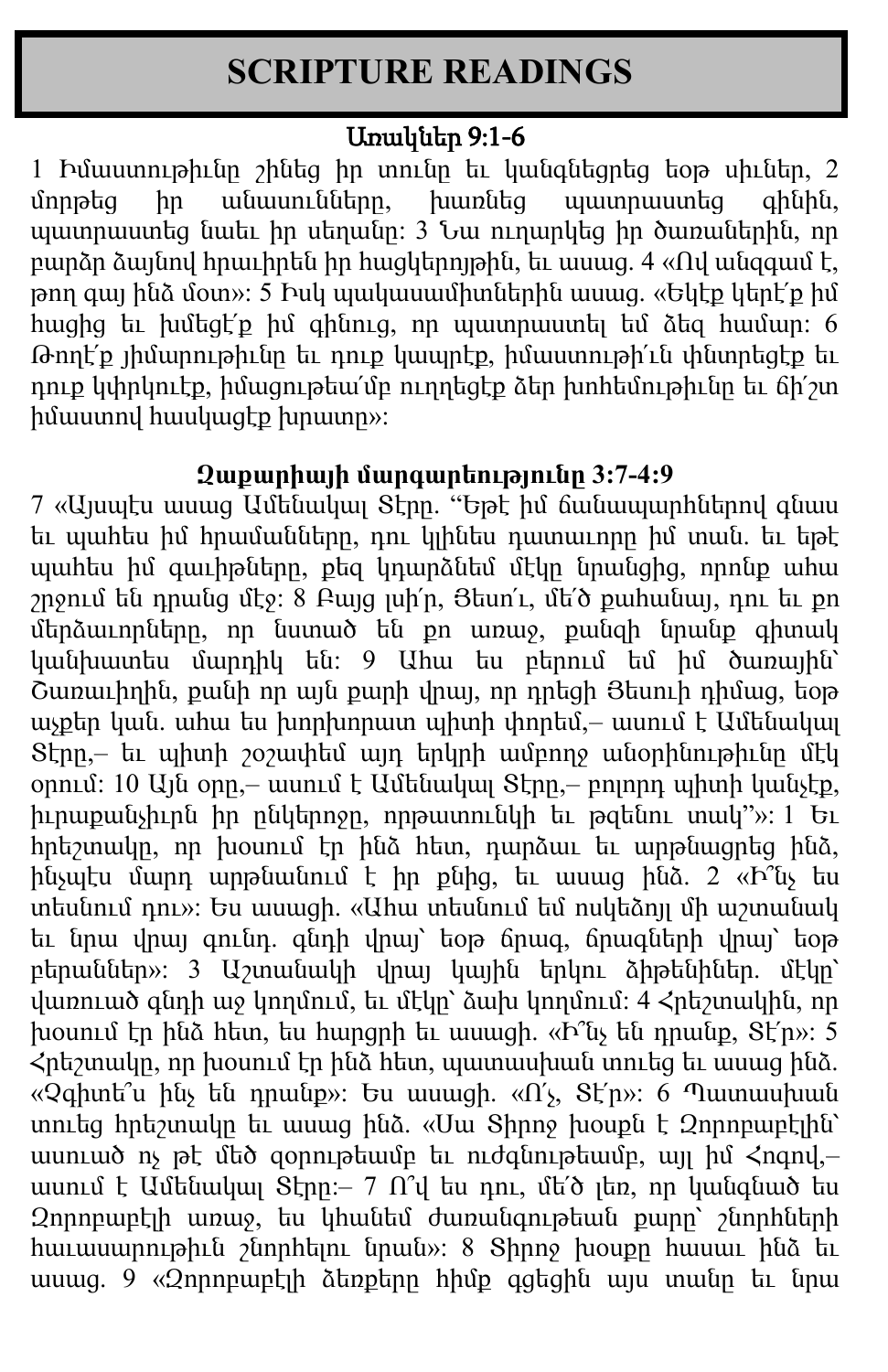# SCRIPTURE READINGS

**Առակներ 9:1-6**

1 Իմաստութիւնը շինեց իր տունը եւ կանգնեցրեց եօթ սիւներ, 2 մորթեց իր անասունները, խառնեց պատրաստեց գինին, պատրաստեց նաեւ իր սեղանը: 3 Նա ուղարկեց իր ծառաներին, որ բարձր ձայնով հրաւիրեն իր հացկերոյթին, եւ ասաց. 4 «Ով անզգամ է, թող գայ ինձ մօտ»: 5 Իսկ պակասամիտներին ասաց. «Եկէք կերէ՛ք իմ հացից եւ խմեցէ՛ք իմ գինուց, որ պատրաստել եմ ձեզ համար: 6 Թողէ՛ք յիմարութիւնը եւ դուք կապրէք, իմաստութի՛ւն փնտրեցէք եւ դուք կփրկուէք, իմացութեա՛մբ ուղղեցէք ձեր խոհեմութիւնը եւ ճի՛շտ իմաստով հասկացէք խրատը»:

**Զաքարիայի մարգարեությունը 3:7-4:9**

7 «Այսպէս ասաց Ամենակալ Տէրը. "Եթէ իմ ճանապարհներով գնաս եւ պահես իմ հրամանները, դու կլինես դատաւորը իմ տան. եւ եթէ պահես իմ գաւիթները, քեզ կդարձնեմ մէկը նրանցից, որոնք ահա շրջում են դրանց մէջ: 8 Բայց լսի՛ր, Յեսո՛ւ, մե՛ծ քահանայ, դու եւ քո մերձաւորները, որ նստած են քո առաջ, քանզի նրանք գիտակ կանխատես մարդիկ են: 9 Ահա ես բերում եմ իմ ծառային՝ Ծառաւիղին, քանի որ այն քարի վրայ, որ դրեցի Յեսուի դիմաց, եօթ աչքեր կան. ահա ես խորխորատ պիտի փորեմ,– ասում է Ամենակալ Տէրը,– եւ պիտի շօշափեմ այդ երկրի ամբողջ անօրինութիւնը մէկ օրում: 10 Այն օրը,– ասում է Ամենակալ Տէրը,– բոլորդ պիտի կանչէք, իւրաքանչիւրն իր ընկերոջը, որթատունկի եւ թզենու տակ"»: 1 Եւ հրեշտակը, որ խօսում էր ինձ հետ, դարձաւ եւ արթնացրեց ինձ, ինչպէս մարդ արթնանում է իր քնից, եւ ասաց ինձ. 2 «Ի՞նչ ես տեսնում դու»: Ես ասացի. «Ահա տեսնում եմ ոսկեձոյլ մի աշտանակ եւ նրա վրայ գունդ. գնդի վրայ՝ եօթ ճրագ, ճրագների վրայ՝ եօթ բերաններ»: 3 Աշտանակի վրայ կային երկու ձիթենիներ. մէկը՝ վառուած գնդի աջ կողմում, եւ մէկը՝ ձախ կողմում: 4 Հրեշտակին, որ խօսում էր ինձ հետ, ես հարցրի եւ ասացի. «Ի՞նչ են դրանք, Տէ՛ր»: 5 Հրեշտակը, որ խօսում էր ինձ հետ, պատասխան տուեց եւ ասաց ինձ. «Չգիտե՞ս ինչ են դրանք»: Ես ասացի. «Ո՛չ, Տէ՛ր»: 6 Պատասխան տուեց հրեշտակը եւ ասաց ինձ. «Սա Տիրոջ խօսքն է Զօրոբաբէլին՝ ասուած ոչ թէ մեծ զօրութեամբ եւ ուժգնութեամբ, այլ իմ Հոգով,– ասում է Ամենակալ Տէրը:– 7 Ո՞վ ես դու, մե՛ծ լեռ, որ կանգնած ես Զօրոբաբէլի առաջ, ես կհանեմ ժառանգութեան քարը՝ շնորհների հաւասարութիւն շնորհելու նրան»: 8 Տիրոջ խօսքը հասաւ ինձ եւ ասաց. 9 «Զօրոբաբէլի ձեռքերը հիմք գցեցին այս տանը եւ նրա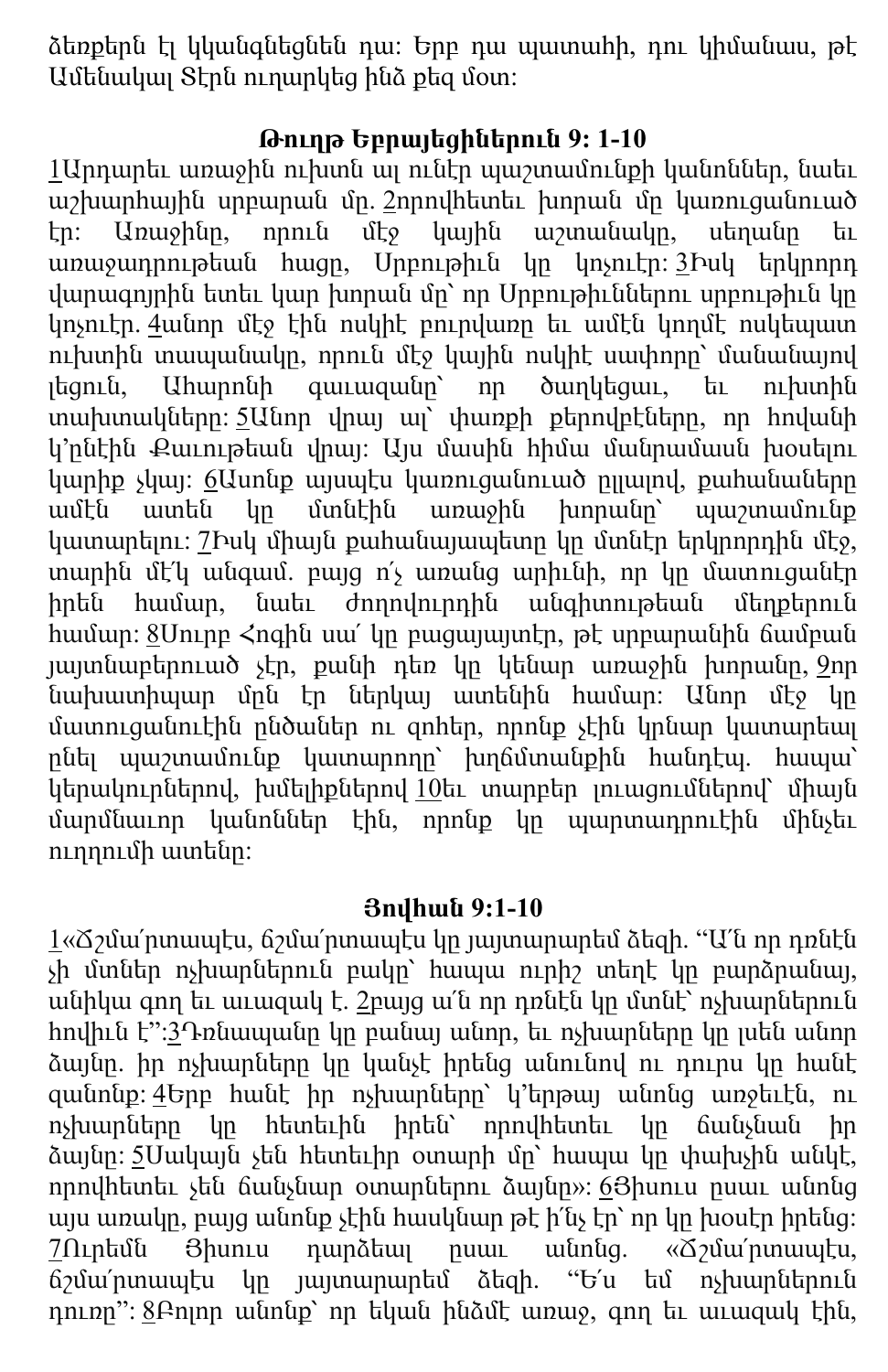ձեռքերն ալ կկանգնեցնեն դա: Երբ դա պատահի, դու կիմանաս, թէ Ամենակալ Տէրն ուղարկեց ինձ քեզ մօտ:

### Թուղթ Եբրայեցիներուն 9: 1-10

1Արդարեւ առաջին ուխտն ալ ունէր պաշտամունքի կանոններ, նաեւ աշխարհային սրբարան մը. 2որովհետեւ խորան մը կառուցանուած էր: Առաջինը, որուն մէջ կային աշտանակը, սեղանը եւ առաջադրութեան հացը, Սրբութիւն կը կոչուէր: 3Իսկ երկրորդ վարագոյրին ետեւ կար խորան մը՝ որ Սրբութիւններու սրբութիւն կը կոչուէր. 4անոր մէջ էին ոսկիէ բուրվառը եւ ամէն կողմէ ոսկեպատ ուխտին տապանակը, որուն մէջ կային ոսկիէ սափորը՝ մանանայով լեցուն, Ահարոնի գաւազանը՝ որ ծաղկեցաւ, եւ ուխտին տախտակները: 5Անոր վրայ ալ՝ փառքի քերովբէները, որ հովանի կ'ընէին Քաւութեան վրայ: Այս մասին հիմա մանրամասն խօսելու կարիք չկայ: 6Ասոնք այսպէս կառուցանուած ըլլալով, քահանաները ամէն ատեն կը մտնէին առաջին խորանը՝ պաշտամունք կատարելու: 7Իսկ միայն քահանայապետը կը մտնէր երկրորդին մէջ, տարին մէ՛կ անգամ. բայց ո՛չ առանց արիւնի, որ կը մատուցանէր իրեն համար, նաեւ ժողովուրդին անգիտութեան մեղքերուն համար: 8Սուրբ Հոգին սա՛ կը բացայայտէր, թէ սրբարանին ճամբան յայտնաբերուած չէր, քանի դեռ կը կենար առաջին խորանը, 9որ նախատիպար մըն էր ներկայ ատենին համար: Անոր մէջ կը մատուցանուէին ընծաներ ու զոհեր, որոնք չէին կրնար կատարեալ ընել պաշտամունք կատարողը՝ խղճմտանքին հանդէպ. հապա՝ կերակուրներով, խմելիքներով 10եւ տարբեր լուացումներով՝ միայն մարմնաւոր կանոններ էին, որոնք կը պարտադրուէին մինչեւ ուղղումի ատենը:

### Յովհան 9:1-10

1«Ճշմա՛րտապէս, ճշմա՛րտապէս կը յայտարարեմ ձեզի. "Ա՛ն որ դռնէն չի մտներ ոչխարներուն բակը՝ հապա ուրիշ տեղէ կը բարձրանայ, անիկա գող եւ աւազակ է. 2բայց ա՛ն որ դռնէն կը մտնէ՝ ոչխարներուն հովիւն է":3Դռնապանը կը բանայ անոր, եւ ոչխարները կը լսեն անոր ձայնը. իր ոչխարները կը կանչէ իրենց անունով ու դուրս կը հանէ զանոնք: 4Երբ հանէ իր ոչխարները՝ կ'երթայ անոնց առջեւէն, ու ոչխարները կը հետեւին իրեն՝ որովհետեւ կը ճանչնան իր ձայնը: 5Սակայն չեն հետեւիր օտարի մը՝ հապա կը փախչին անկէ, որովհետեւ չեն ճանչնար օտարներու ձայնը»: 6Յիսուս ըսաւ անոնց այս առակը, բայց անոնք չէին հասկնար թէ ի՛նչ էր՝ որ կը խօսէր իրենց: 7Ուրեմն Յիսուս դարձեալ ըսաւ անոնց. «Ճշմա՛րտապէս, ճշմա՛րտապէս կը յայտարարեմ ձեզի. "Ե՛ս եմ ոչխարներուն դուռը": 8Բոլոր անոնք՝ որ եկան ինծմէ առաջ, գող եւ աւազակ էին,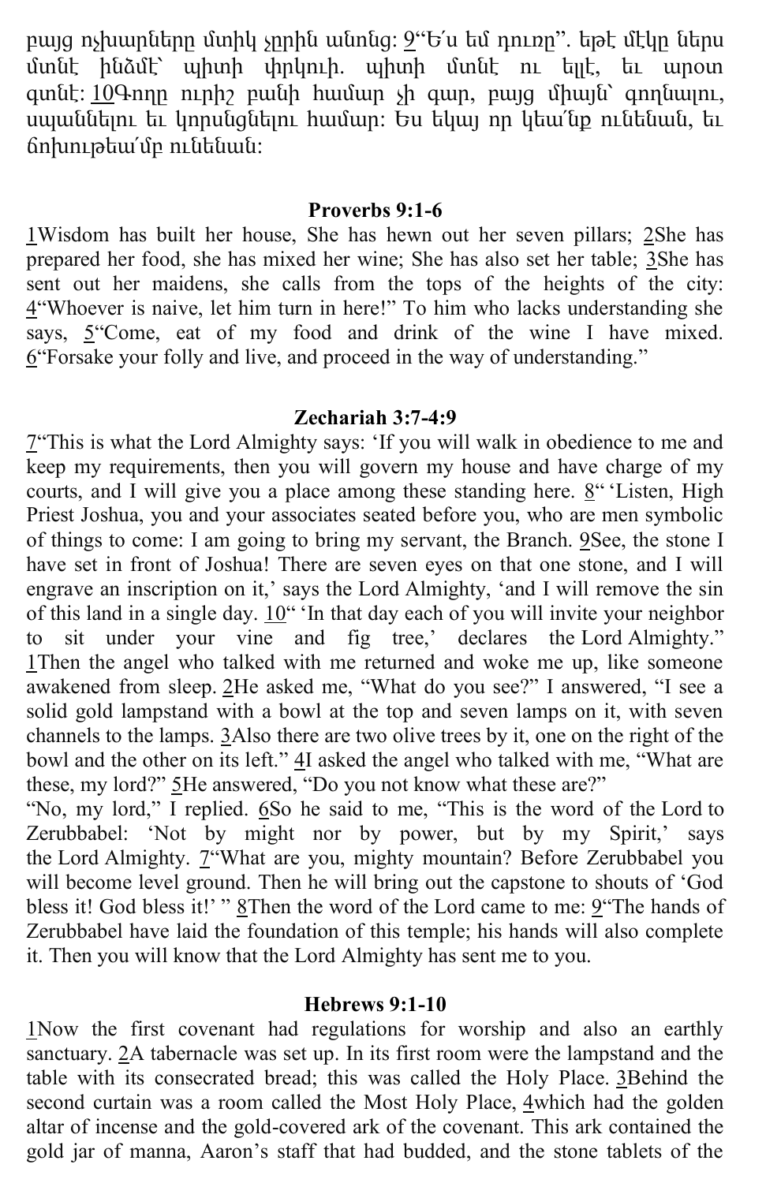բայց ոչխարները մտիկ չըրին անոնց: 9"Ե՛ս եմ դուռը". եթէ մէկը ներս մտնէ ինծմէ՝ պիտի փրկուի. պիտի մտնէ ու ելլէ, եւ արօտ գտնէ: 10Գողը ուրիշ բանի համար չի գար, բայց միայն՝ գողնալու, սպաննելու եւ կորսնցնելու համար: Ես եկայ որ կեա՛նք ունենան, եւ ճոխութեա՛մբ ունենան:

### Proverbs 9:1-6

1Wisdom has built her house, She has hewn out her seven pillars; 2She has prepared her food, she has mixed her wine; She has also set her table; 3She has sent out her maidens, she calls from the tops of the heights of the city: 4"Whoever is naive, let him turn in here!" To him who lacks understanding she says, 5"Come, eat of my food and drink of the wine I have mixed. 6"Forsake your folly and live, and proceed in the way of understanding."

### Zechariah 3:7-4:9

7"This is what the Lord Almighty says: 'If you will walk in obedience to me and keep my requirements, then you will govern my house and have charge of my courts, and I will give you a place among these standing here. 8" 'Listen, High Priest Joshua, you and your associates seated before you, who are men symbolic of things to come: I am going to bring my servant, the Branch. 9See, the stone I have set in front of Joshua! There are seven eyes on that one stone, and I will engrave an inscription on it,' says the Lord Almighty, 'and I will remove the sin of this land in a single day. 10" 'In that day each of you will invite your neighbor to sit under your vine and fig tree,' declares the Lord Almighty." 1Then the angel who talked with me returned and woke me up, like someone awakened from sleep. 2He asked me, "What do you see?" I answered, "I see a solid gold lampstand with a bowl at the top and seven lamps on it, with seven channels to the lamps. 3Also there are two olive trees by it, one on the right of the bowl and the other on its left." 4I asked the angel who talked with me, "What are these, my lord?" 5He answered, "Do you not know what these are?"
"No, my lord," I replied. 6So he said to me, "This is the word of the Lord to Zerubbabel: 'Not by might nor by power, but by my Spirit,' says the Lord Almighty. 7"What are you, mighty mountain? Before Zerubbabel you will become level ground. Then he will bring out the capstone to shouts of 'God bless it! God bless it!' " 8Then the word of the Lord came to me: 9"The hands of Zerubbabel have laid the foundation of this temple; his hands will also complete it. Then you will know that the Lord Almighty has sent me to you.

### Hebrews 9:1-10

1Now the first covenant had regulations for worship and also an earthly sanctuary. 2A tabernacle was set up. In its first room were the lampstand and the table with its consecrated bread; this was called the Holy Place. 3Behind the second curtain was a room called the Most Holy Place, 4which had the golden altar of incense and the gold-covered ark of the covenant. This ark contained the gold jar of manna, Aaron's staff that had budded, and the stone tablets of the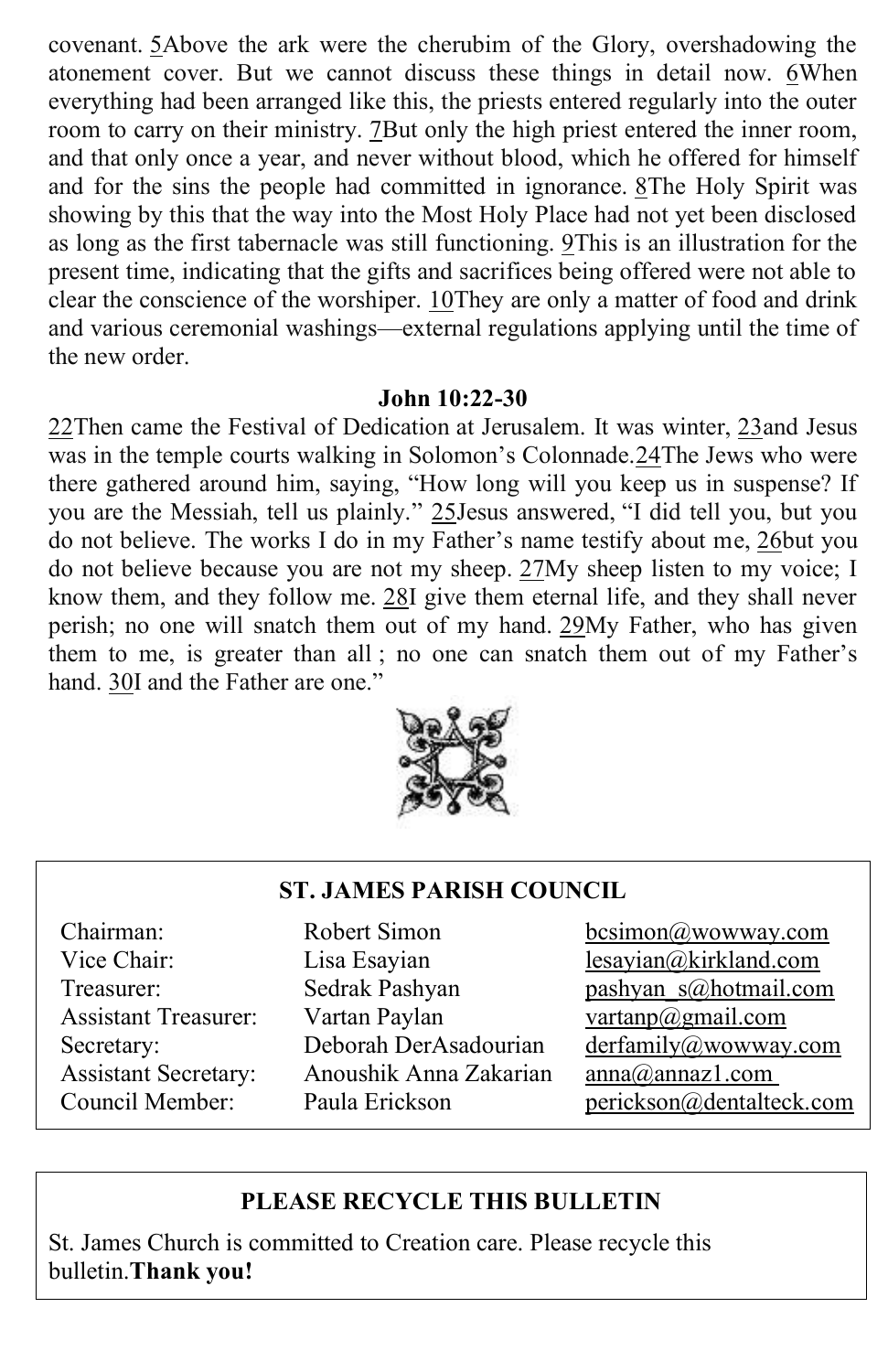covenant. 5Above the ark were the cherubim of the Glory, overshadowing the atonement cover. But we cannot discuss these things in detail now. 6When everything had been arranged like this, the priests entered regularly into the outer room to carry on their ministry. 7But only the high priest entered the inner room, and that only once a year, and never without blood, which he offered for himself and for the sins the people had committed in ignorance. 8The Holy Spirit was showing by this that the way into the Most Holy Place had not yet been disclosed as long as the first tabernacle was still functioning. 9This is an illustration for the present time, indicating that the gifts and sacrifices being offered were not able to clear the conscience of the worshiper. 10They are only a matter of food and drink and various ceremonial washings—external regulations applying until the time of the new order.

**John 10:22-30**

22Then came the Festival of Dedication at Jerusalem. It was winter, 23and Jesus was in the temple courts walking in Solomon's Colonnade. 24The Jews who were there gathered around him, saying, "How long will you keep us in suspense? If you are the Messiah, tell us plainly." 25Jesus answered, "I did tell you, but you do not believe. The works I do in my Father's name testify about me, 26but you do not believe because you are not my sheep. 27My sheep listen to my voice; I know them, and they follow me. 28I give them eternal life, and they shall never perish; no one will snatch them out of my hand. 29My Father, who has given them to me, is greater than all ; no one can snatch them out of my Father's hand. 30I and the Father are one."

## ST. JAMES PARISH COUNCIL

| | | |
|---|---|---|
| Chairman: | Robert Simon | bcsimon@wowway.com |
| Vice Chair: | Lisa Esayian | lesayian@kirkland.com |
| Treasurer: | Sedrak Pashyan | pashyan_s@hotmail.com |
| Assistant Treasurer: | Vartan Paylan | vartanp@gmail.com |
| Secretary: | Deborah DerAsadourian | derfamily@wowway.com |
| Assistant Secretary: | Anoushik Anna Zakarian | anna@annaz1.com |
| Council Member: | Paula Erickson | perickson@dentalteck.com |

## PLEASE RECYCLE THIS BULLETIN

St. James Church is committed to Creation care. Please recycle this bulletin.**Thank you!**